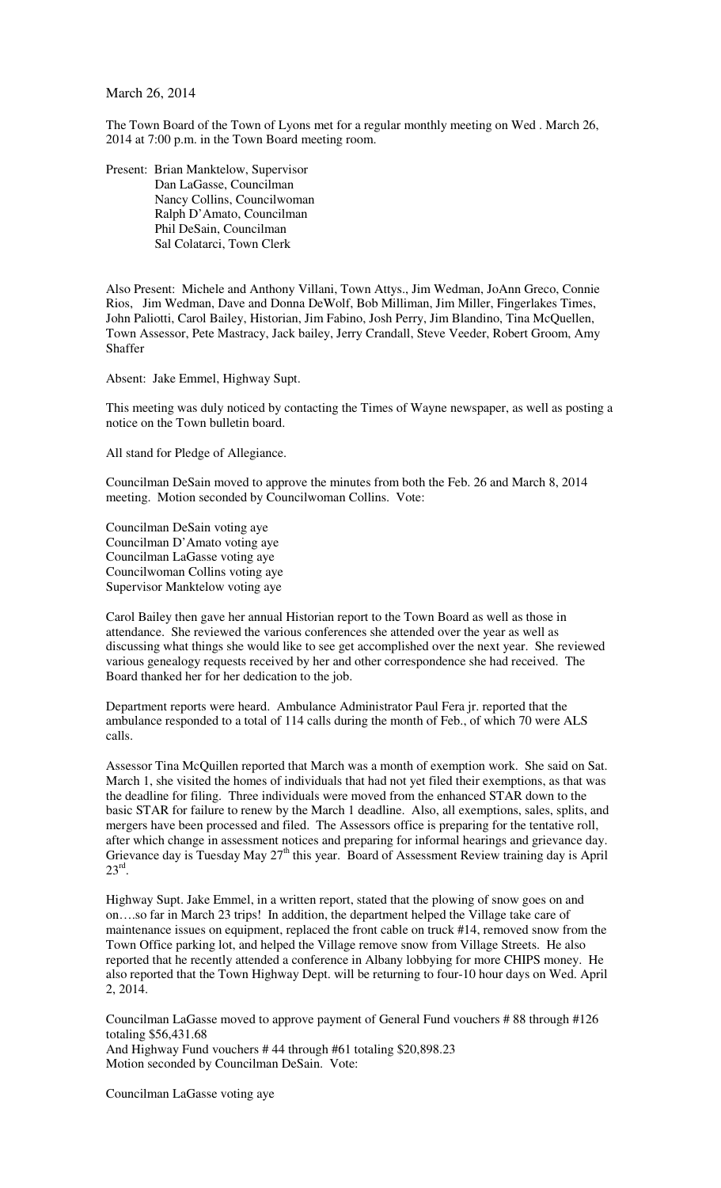March 26, 2014

The Town Board of the Town of Lyons met for a regular monthly meeting on Wed . March 26, 2014 at 7:00 p.m. in the Town Board meeting room.

Present: Brian Manktelow, Supervisor
Dan LaGasse, Councilman
Nancy Collins, Councilwoman
Ralph D'Amato, Councilman
Phil DeSain, Councilman
Sal Colatarci, Town Clerk

Also Present: Michele and Anthony Villani, Town Attys., Jim Wedman, JoAnn Greco, Connie Rios, Jim Wedman, Dave and Donna DeWolf, Bob Milliman, Jim Miller, Fingerlakes Times, John Paliotti, Carol Bailey, Historian, Jim Fabino, Josh Perry, Jim Blandino, Tina McQuellen, Town Assessor, Pete Mastracy, Jack bailey, Jerry Crandall, Steve Veeder, Robert Groom, Amy Shaffer

Absent: Jake Emmel, Highway Supt.

This meeting was duly noticed by contacting the Times of Wayne newspaper, as well as posting a notice on the Town bulletin board.

All stand for Pledge of Allegiance.

Councilman DeSain moved to approve the minutes from both the Feb. 26 and March 8, 2014 meeting. Motion seconded by Councilwoman Collins. Vote:

Councilman DeSain voting aye
Councilman D'Amato voting aye
Councilman LaGasse voting aye
Councilwoman Collins voting aye
Supervisor Manktelow voting aye

Carol Bailey then gave her annual Historian report to the Town Board as well as those in attendance. She reviewed the various conferences she attended over the year as well as discussing what things she would like to see get accomplished over the next year. She reviewed various genealogy requests received by her and other correspondence she had received. The Board thanked her for her dedication to the job.

Department reports were heard. Ambulance Administrator Paul Fera jr. reported that the ambulance responded to a total of 114 calls during the month of Feb., of which 70 were ALS calls.

Assessor Tina McQuillen reported that March was a month of exemption work. She said on Sat. March 1, she visited the homes of individuals that had not yet filed their exemptions, as that was the deadline for filing. Three individuals were moved from the enhanced STAR down to the basic STAR for failure to renew by the March 1 deadline. Also, all exemptions, sales, splits, and mergers have been processed and filed. The Assessors office is preparing for the tentative roll, after which change in assessment notices and preparing for informal hearings and grievance day. Grievance day is Tuesday May 27th this year. Board of Assessment Review training day is April 23rd.

Highway Supt. Jake Emmel, in a written report, stated that the plowing of snow goes on and on….so far in March 23 trips! In addition, the department helped the Village take care of maintenance issues on equipment, replaced the front cable on truck #14, removed snow from the Town Office parking lot, and helped the Village remove snow from Village Streets. He also reported that he recently attended a conference in Albany lobbying for more CHIPS money. He also reported that the Town Highway Dept. will be returning to four-10 hour days on Wed. April 2, 2014.

Councilman LaGasse moved to approve payment of General Fund vouchers # 88 through #126 totaling $56,431.68
And Highway Fund vouchers # 44 through #61 totaling $20,898.23
Motion seconded by Councilman DeSain. Vote:

Councilman LaGasse voting aye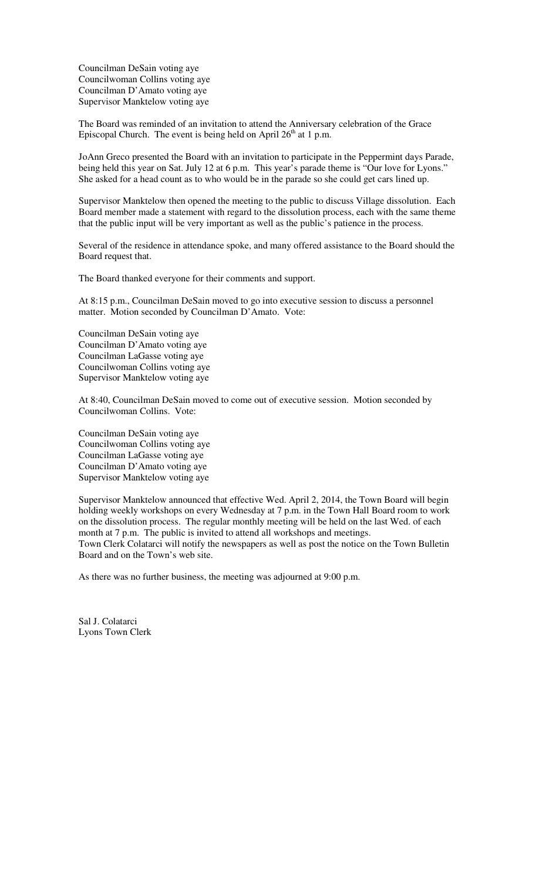Councilman DeSain voting aye
Councilwoman Collins voting aye
Councilman D'Amato voting aye
Supervisor Manktelow voting aye

The Board was reminded of an invitation to attend the Anniversary celebration of the Grace Episcopal Church. The event is being held on April 26th at 1 p.m.

JoAnn Greco presented the Board with an invitation to participate in the Peppermint days Parade, being held this year on Sat. July 12 at 6 p.m. This year's parade theme is "Our love for Lyons." She asked for a head count as to who would be in the parade so she could get cars lined up.

Supervisor Manktelow then opened the meeting to the public to discuss Village dissolution. Each Board member made a statement with regard to the dissolution process, each with the same theme that the public input will be very important as well as the public's patience in the process.

Several of the residence in attendance spoke, and many offered assistance to the Board should the Board request that.

The Board thanked everyone for their comments and support.

At 8:15 p.m., Councilman DeSain moved to go into executive session to discuss a personnel matter. Motion seconded by Councilman D'Amato. Vote:

Councilman DeSain voting aye
Councilman D'Amato voting aye
Councilman LaGasse voting aye
Councilwoman Collins voting aye
Supervisor Manktelow voting aye

At 8:40, Councilman DeSain moved to come out of executive session. Motion seconded by Councilwoman Collins. Vote:

Councilman DeSain voting aye
Councilwoman Collins voting aye
Councilman LaGasse voting aye
Councilman D'Amato voting aye
Supervisor Manktelow voting aye

Supervisor Manktelow announced that effective Wed. April 2, 2014, the Town Board will begin holding weekly workshops on every Wednesday at 7 p.m. in the Town Hall Board room to work on the dissolution process. The regular monthly meeting will be held on the last Wed. of each month at 7 p.m. The public is invited to attend all workshops and meetings.
Town Clerk Colatarci will notify the newspapers as well as post the notice on the Town Bulletin Board and on the Town's web site.

As there was no further business, the meeting was adjourned at 9:00 p.m.

Sal J. Colatarci
Lyons Town Clerk